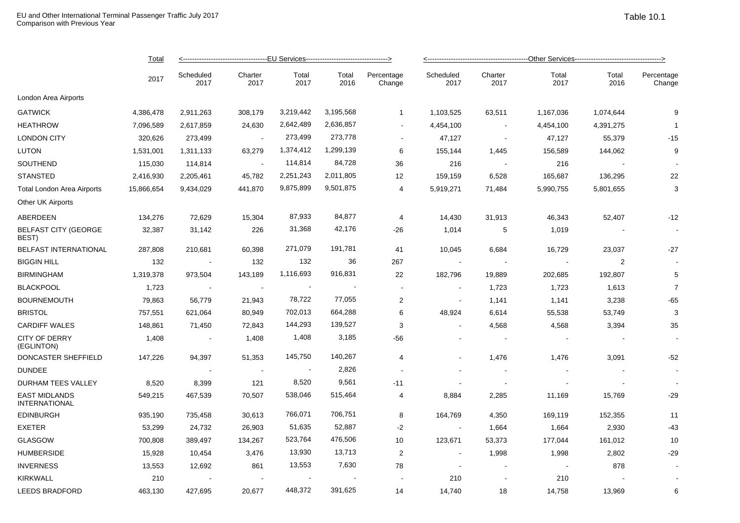EU and Other International Terminal Passenger Traffic July 2017
Comparison with Previous Year

Table 10.1

| | Total | <-----EU Services-----> | | | | | <-----Other Services-----> | | | | |
|---|---|---|---|---|---|---|---|---|---|---|---|
| | 2017 | Scheduled 2017 | Charter 2017 | Total 2017 | Total 2016 | Percentage Change | Scheduled 2017 | Charter 2017 | Total 2017 | Total 2016 | Percentage Change |
| London Area Airports | | | | | | | | | | | |
| GATWICK | 4,386,478 | 2,911,263 | 308,179 | 3,219,442 | 3,195,568 | 1 | 1,103,525 | 63,511 | 1,167,036 | 1,074,644 | 9 |
| HEATHROW | 7,096,589 | 2,617,859 | 24,630 | 2,642,489 | 2,636,857 | - | 4,454,100 | - | 4,454,100 | 4,391,275 | 1 |
| LONDON CITY | 320,626 | 273,499 | - | 273,499 | 273,778 | - | 47,127 | - | 47,127 | 55,379 | -15 |
| LUTON | 1,531,001 | 1,311,133 | 63,279 | 1,374,412 | 1,299,139 | 6 | 155,144 | 1,445 | 156,589 | 144,062 | 9 |
| SOUTHEND | 115,030 | 114,814 | - | 114,814 | 84,728 | 36 | 216 | - | 216 | - | - |
| STANSTED | 2,416,930 | 2,205,461 | 45,782 | 2,251,243 | 2,011,805 | 12 | 159,159 | 6,528 | 165,687 | 136,295 | 22 |
| Total London Area Airports | 15,866,654 | 9,434,029 | 441,870 | 9,875,899 | 9,501,875 | 4 | 5,919,271 | 71,484 | 5,990,755 | 5,801,655 | 3 |
| Other UK Airports | | | | | | | | | | | |
| ABERDEEN | 134,276 | 72,629 | 15,304 | 87,933 | 84,877 | 4 | 14,430 | 31,913 | 46,343 | 52,407 | -12 |
| BELFAST CITY (GEORGE BEST) | 32,387 | 31,142 | 226 | 31,368 | 42,176 | -26 | 1,014 | 5 | 1,019 | - | - |
| BELFAST INTERNATIONAL | 287,808 | 210,681 | 60,398 | 271,079 | 191,781 | 41 | 10,045 | 6,684 | 16,729 | 23,037 | -27 |
| BIGGIN HILL | 132 | - | 132 | 132 | 36 | 267 | - | - | - | 2 | - |
| BIRMINGHAM | 1,319,378 | 973,504 | 143,189 | 1,116,693 | 916,831 | 22 | 182,796 | 19,889 | 202,685 | 192,807 | 5 |
| BLACKPOOL | 1,723 | - | - | - | - | - | - | 1,723 | 1,723 | 1,613 | 7 |
| BOURNEMOUTH | 79,863 | 56,779 | 21,943 | 78,722 | 77,055 | 2 | - | 1,141 | 1,141 | 3,238 | -65 |
| BRISTOL | 757,551 | 621,064 | 80,949 | 702,013 | 664,288 | 6 | 48,924 | 6,614 | 55,538 | 53,749 | 3 |
| CARDIFF WALES | 148,861 | 71,450 | 72,843 | 144,293 | 139,527 | 3 | - | 4,568 | 4,568 | 3,394 | 35 |
| CITY OF DERRY (EGLINTON) | 1,408 | - | 1,408 | 1,408 | 3,185 | -56 | - | - | - | - | - |
| DONCASTER SHEFFIELD | 147,226 | 94,397 | 51,353 | 145,750 | 140,267 | 4 | - | 1,476 | 1,476 | 3,091 | -52 |
| DUNDEE | | - | - | - | 2,826 | - | - | - | - | - | - |
| DURHAM TEES VALLEY | 8,520 | 8,399 | 121 | 8,520 | 9,561 | -11 | - | - | - | - | - |
| EAST MIDLANDS INTERNATIONAL | 549,215 | 467,539 | 70,507 | 538,046 | 515,464 | 4 | 8,884 | 2,285 | 11,169 | 15,769 | -29 |
| EDINBURGH | 935,190 | 735,458 | 30,613 | 766,071 | 706,751 | 8 | 164,769 | 4,350 | 169,119 | 152,355 | 11 |
| EXETER | 53,299 | 24,732 | 26,903 | 51,635 | 52,887 | -2 | - | 1,664 | 1,664 | 2,930 | -43 |
| GLASGOW | 700,808 | 389,497 | 134,267 | 523,764 | 476,506 | 10 | 123,671 | 53,373 | 177,044 | 161,012 | 10 |
| HUMBERSIDE | 15,928 | 10,454 | 3,476 | 13,930 | 13,713 | 2 | - | 1,998 | 1,998 | 2,802 | -29 |
| INVERNESS | 13,553 | 12,692 | 861 | 13,553 | 7,630 | 78 | - | - | - | 878 | - |
| KIRKWALL | 210 | - | - | - | - | - | 210 | - | 210 | - | - |
| LEEDS BRADFORD | 463,130 | 427,695 | 20,677 | 448,372 | 391,625 | 14 | 14,740 | 18 | 14,758 | 13,969 | 6 |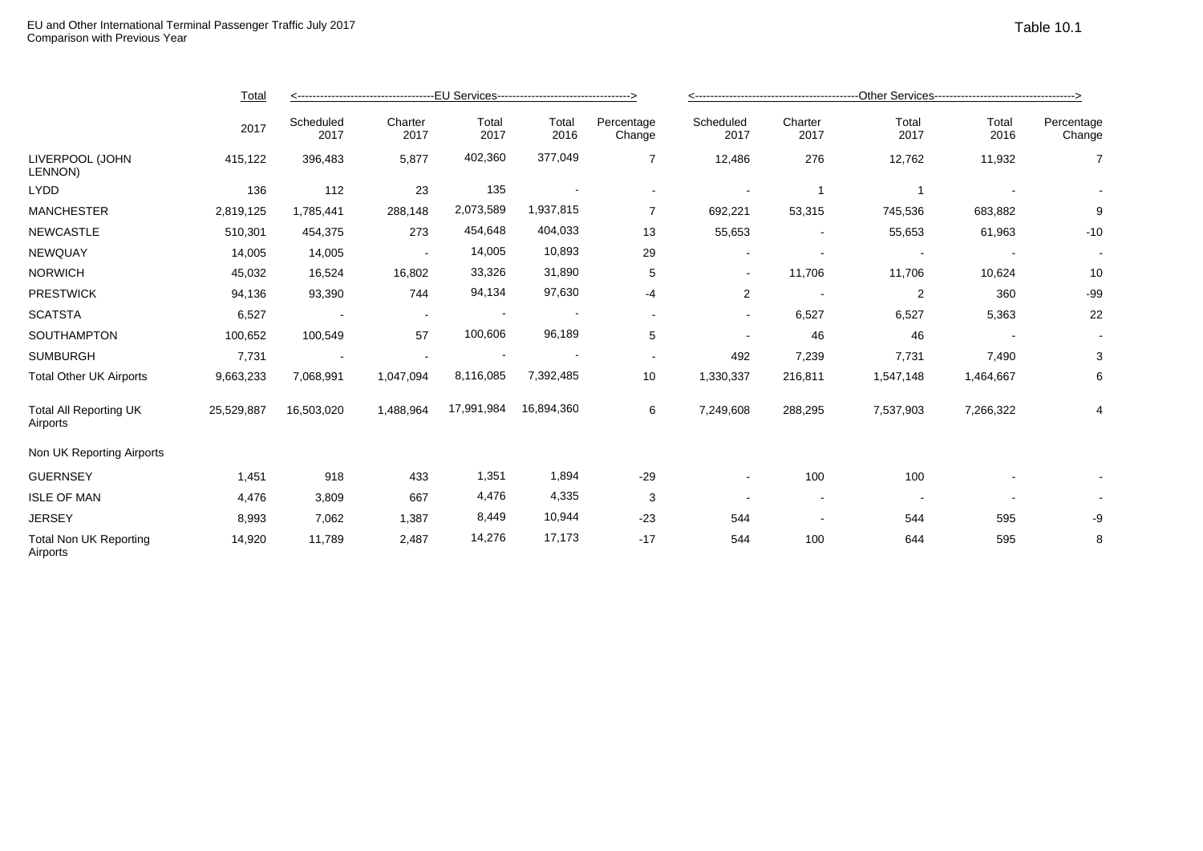EU and Other International Terminal Passenger Traffic July 2017
Comparison with Previous Year

Table 10.1

| | Total | <-----EU Services-----> | | | | | <-----Other Services-----> | | | | |
|---|---|---|---|---|---|---|---|---|---|---|---|
| | 2017 | Scheduled 2017 | Charter 2017 | Total 2017 | Total 2016 | Percentage Change | Scheduled 2017 | Charter 2017 | Total 2017 | Total 2016 | Percentage Change |
| LIVERPOOL (JOHN LENNON) | 415,122 | 396,483 | 5,877 | 402,360 | 377,049 | 7 | 12,486 | 276 | 12,762 | 11,932 | 7 |
| LYDD | 136 | 112 | 23 | 135 | - | - | - | 1 | 1 | - | - |
| MANCHESTER | 2,819,125 | 1,785,441 | 288,148 | 2,073,589 | 1,937,815 | 7 | 692,221 | 53,315 | 745,536 | 683,882 | 9 |
| NEWCASTLE | 510,301 | 454,375 | 273 | 454,648 | 404,033 | 13 | 55,653 | - | 55,653 | 61,963 | -10 |
| NEWQUAY | 14,005 | 14,005 | - | 14,005 | 10,893 | 29 | - | - | - | - | - |
| NORWICH | 45,032 | 16,524 | 16,802 | 33,326 | 31,890 | 5 | - | 11,706 | 11,706 | 10,624 | 10 |
| PRESTWICK | 94,136 | 93,390 | 744 | 94,134 | 97,630 | -4 | 2 | - | 2 | 360 | -99 |
| SCATSTA | 6,527 | - | - | - | - | - | - | 6,527 | 6,527 | 5,363 | 22 |
| SOUTHAMPTON | 100,652 | 100,549 | 57 | 100,606 | 96,189 | 5 | - | 46 | 46 | - | - |
| SUMBURGH | 7,731 | - | - | - | - | - | 492 | 7,239 | 7,731 | 7,490 | 3 |
| Total Other UK Airports | 9,663,233 | 7,068,991 | 1,047,094 | 8,116,085 | 7,392,485 | 10 | 1,330,337 | 216,811 | 1,547,148 | 1,464,667 | 6 |
| Total All Reporting UK Airports | 25,529,887 | 16,503,020 | 1,488,964 | 17,991,984 | 16,894,360 | 6 | 7,249,608 | 288,295 | 7,537,903 | 7,266,322 | 4 |
| Non UK Reporting Airports | | | | | | | | | | | |
| GUERNSEY | 1,451 | 918 | 433 | 1,351 | 1,894 | -29 | - | 100 | 100 | - | - |
| ISLE OF MAN | 4,476 | 3,809 | 667 | 4,476 | 4,335 | 3 | - | - | - | - | - |
| JERSEY | 8,993 | 7,062 | 1,387 | 8,449 | 10,944 | -23 | 544 | - | 544 | 595 | -9 |
| Total Non UK Reporting Airports | 14,920 | 11,789 | 2,487 | 14,276 | 17,173 | -17 | 544 | 100 | 644 | 595 | 8 |